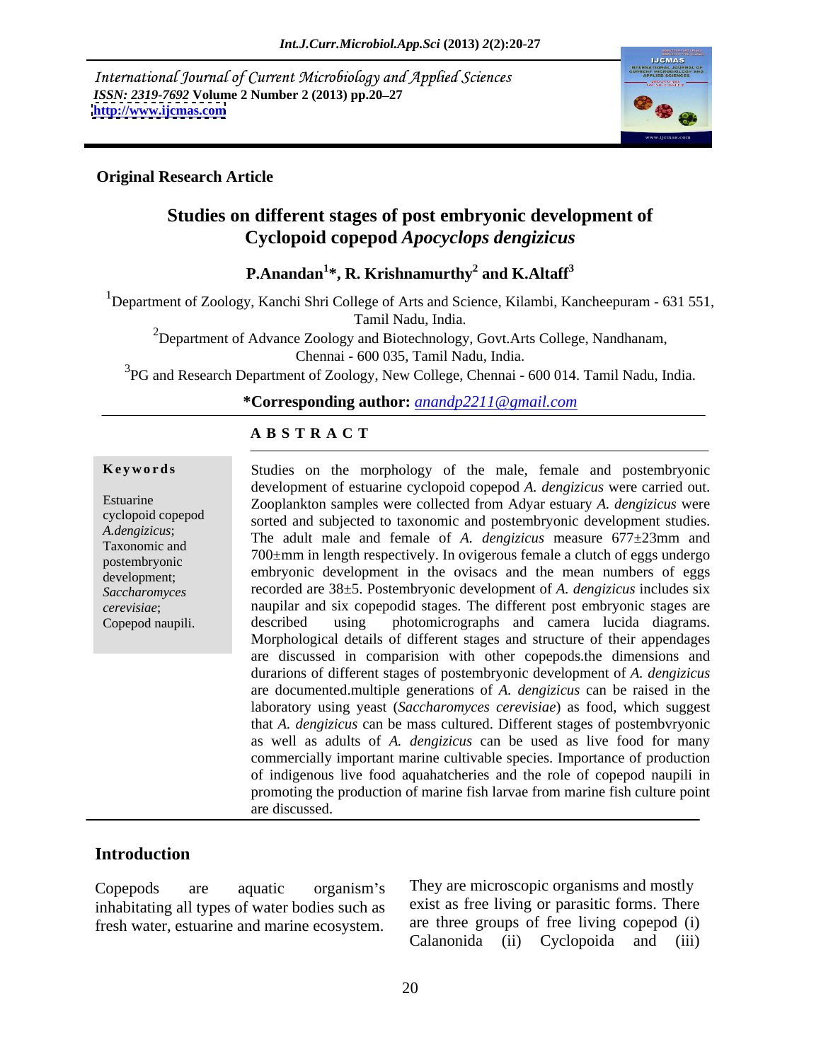International Journal of Current Microbiology and Applied Sciences
*ISSN: 2319-7692* **Volume 2 Number 2 (2013) pp.20–27**
**http://www.ijcmas.com**

**Original Research Article**

# Studies on different stages of post embryonic development of Cyclopoid copepod *Apocyclops dengizicus*

**P.Anandan[1]*, R. Krishnamurthy[2] and K.Altaff[3]**

[1]Department of Zoology, Kanchi Shri College of Arts and Science, Kilambi, Kancheepuram - 631 551, Tamil Nadu, India.

[2]Department of Advance Zoology and Biotechnology, Govt.Arts College, Nandhanam, Chennai - 600 035, Tamil Nadu, India.

[3]PG and Research Department of Zoology, New College, Chennai - 600 014. Tamil Nadu, India.

***Corresponding author:** *anandp2211@gmail.com*

## ABSTRACT

**Keywords**

Estuarine cyclopoid copepod *A.dengizicus*; Taxonomic and postembryonic development; *Saccharomyces cerevisiae*; Copepod naupili.

Studies on the morphology of the male, female and postembryonic development of estuarine cyclopoid copepod *A. dengizicus* were carried out. Zooplankton samples were collected from Adyar estuary *A. dengizicus* were sorted and subjected to taxonomic and postembryonic development studies. The adult male and female of *A. dengizicus* measure 677±23mm and 700±mm in length respectively. In ovigerous female a clutch of eggs undergo embryonic development in the ovisacs and the mean numbers of eggs recorded are 38±5. Postembryonic development of *A. dengizicus* includes six naupilar and six copepodid stages. The different post embryonic stages are described using photomicrographs and camera lucida diagrams. Morphological details of different stages and structure of their appendages are discussed in comparision with other copepods.the dimensions and durarions of different stages of postembryonic development of *A. dengizicus* are documented.multiple generations of *A. dengizicus* can be raised in the laboratory using yeast (*Saccharomyces cerevisiae*) as food, which suggest that *A. dengizicus* can be mass cultured. Different stages of postembvryonic as well as adults of *A. dengizicus* can be used as live food for many commercially important marine cultivable species. Importance of production of indigenous live food aquahatcheries and the role of copepod naupili in promoting the production of marine fish larvae from marine fish culture point are discussed.

## Introduction

Copepods are aquatic organism's inhabitating all types of water bodies such as fresh water, estuarine and marine ecosystem. They are microscopic organisms and mostly exist as free living or parasitic forms. There are three groups of free living copepod (i) Calanonida (ii) Cyclopoida and (iii)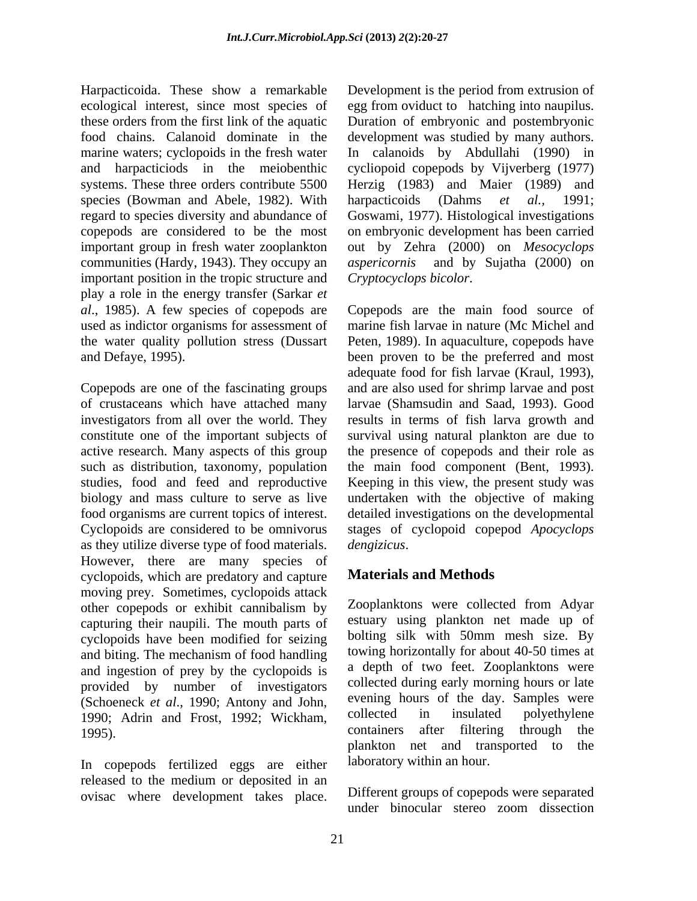Harpacticoida. These show a remarkable ecological interest, since most species of these orders from the first link of the aquatic food chains. Calanoid dominate in the marine waters; cyclopoids in the fresh water and harpacticiods in the meiobenthic systems. These three orders contribute 5500 species (Bowman and Abele, 1982). With regard to species diversity and abundance of copepods are considered to be the most important group in fresh water zooplankton communities (Hardy, 1943). They occupy an important position in the tropic structure and play a role in the energy transfer (Sarkar *et al*., 1985). A few species of copepods are used as indictor organisms for assessment of the water quality pollution stress (Dussart and Defaye, 1995).

Copepods are one of the fascinating groups of crustaceans which have attached many investigators from all over the world. They constitute one of the important subjects of active research. Many aspects of this group such as distribution, taxonomy, population studies, food and feed and reproductive biology and mass culture to serve as live food organisms are current topics of interest. Cyclopoids are considered to be omnivorus as they utilize diverse type of food materials. However, there are many species of cyclopoids, which are predatory and capture moving prey. Sometimes, cyclopoids attack other copepods or exhibit cannibalism by capturing their naupili. The mouth parts of cyclopoids have been modified for seizing and biting. The mechanism of food handling and ingestion of prey by the cyclopoids is provided by number of investigators (Schoeneck *et al*., 1990; Antony and John, 1990; Adrin and Frost, 1992; Wickham, 1995).

In copepods fertilized eggs are either released to the medium or deposited in an ovisac where development takes place. Development is the period from extrusion of egg from oviduct to hatching into naupilus. Duration of embryonic and postembryonic development was studied by many authors. In calanoids by Abdullahi (1990) in cycliopoid copepods by Vijverberg (1977) Herzig (1983) and Maier (1989) and harpacticoids (Dahms *et al.*, 1991; Goswami, 1977). Histological investigations on embryonic development has been carried out by Zehra (2000) on *Mesocyclops aspericornis* and by Sujatha (2000) on *Cryptocyclops bicolor*.

Copepods are the main food source of marine fish larvae in nature (Mc Michel and Peten, 1989). In aquaculture, copepods have been proven to be the preferred and most adequate food for fish larvae (Kraul, 1993), and are also used for shrimp larvae and post larvae (Shamsudin and Saad, 1993). Good results in terms of fish larva growth and survival using natural plankton are due to the presence of copepods and their role as the main food component (Bent, 1993). Keeping in this view, the present study was undertaken with the objective of making detailed investigations on the developmental stages of cyclopoid copepod *Apocyclops dengizicus*.

## Materials and Methods

Zooplanktons were collected from Adyar estuary using plankton net made up of bolting silk with 50mm mesh size. By towing horizontally for about 40-50 times at a depth of two feet. Zooplanktons were collected during early morning hours or late evening hours of the day. Samples were collected in insulated polyethylene containers after filtering through the plankton net and transported to the laboratory within an hour.

Different groups of copepods were separated under binocular stereo zoom dissection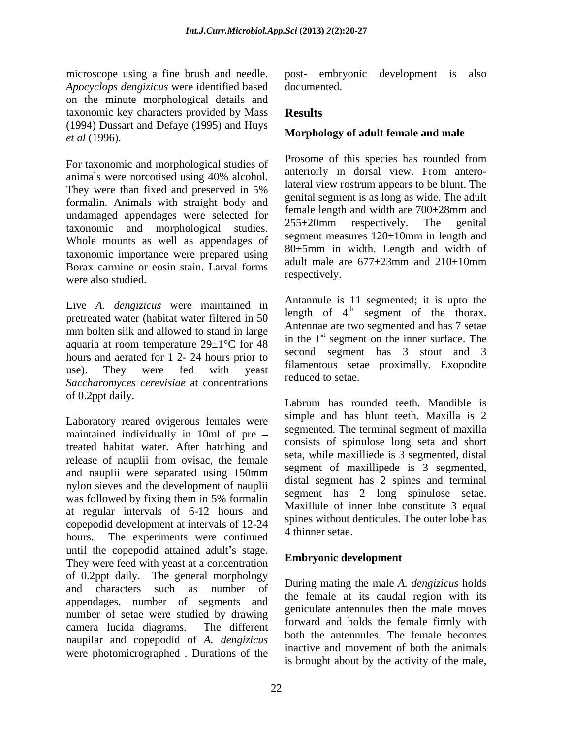microscope using a fine brush and needle. *Apocyclops dengizicus* were identified based on the minute morphological details and taxonomic key characters provided by Mass (1994) Dussart and Defaye (1995) and Huys *et al* (1996).

For taxonomic and morphological studies of animals were norcotised using 40% alcohol. They were than fixed and preserved in 5% formalin. Animals with straight body and undamaged appendages were selected for taxonomic and morphological studies. Whole mounts as well as appendages of taxonomic importance were prepared using Borax carmine or eosin stain. Larval forms were also studied.

Live *A. dengizicus* were maintained in pretreated water (habitat water filtered in 50 mm bolten silk and allowed to stand in large aquaria at room temperature 29±1°C for 48 hours and aerated for 1 2- 24 hours prior to use). They were fed with yeast *Saccharomyces cerevisiae* at concentrations of 0.2ppt daily.

Laboratory reared ovigerous females were maintained individually in 10ml of pre – treated habitat water. After hatching and release of nauplii from ovisac, the female and nauplii were separated using 150mm nylon sieves and the development of nauplii was followed by fixing them in 5% formalin at regular intervals of 6-12 hours and copepodid development at intervals of 12-24 hours. The experiments were continued until the copepodid attained adult's stage. They were feed with yeast at a concentration of 0.2ppt daily. The general morphology and characters such as number of appendages, number of segments and number of setae were studied by drawing camera lucida diagrams. The different naupilar and copepodid of *A. dengizicus* were photomicrographed . Durations of the post- embryonic development is also documented.

## Results

### Morphology of adult female and male

Prosome of this species has rounded from anteriorly in dorsal view. From antero-lateral view rostrum appears to be blunt. The genital segment is as long as wide. The adult female length and width are 700±28mm and 255±20mm respectively. The genital segment measures 120±10mm in length and 80±5mm in width. Length and width of adult male are 677±23mm and 210±10mm respectively.

Antannule is 11 segmented; it is upto the length of 4th segment of the thorax. Antennae are two segmented and has 7 setae in the 1st segment on the inner surface. The second segment has 3 stout and 3 filamentous setae proximally. Exopodite reduced to setae.

Labrum has rounded teeth. Mandible is simple and has blunt teeth. Maxilla is 2 segmented. The terminal segment of maxilla consists of spinulose long seta and short seta, while maxilliede is 3 segmented, distal segment of maxillipede is 3 segmented, distal segment has 2 spines and terminal segment has 2 long spinulose setae. Maxillule of inner lobe constitute 3 equal spines without denticules. The outer lobe has 4 thinner setae.

### Embryonic development

During mating the male *A. dengizicus* holds the female at its caudal region with its geniculate antennules then the male moves forward and holds the female firmly with both the antennules. The female becomes inactive and movement of both the animals is brought about by the activity of the male,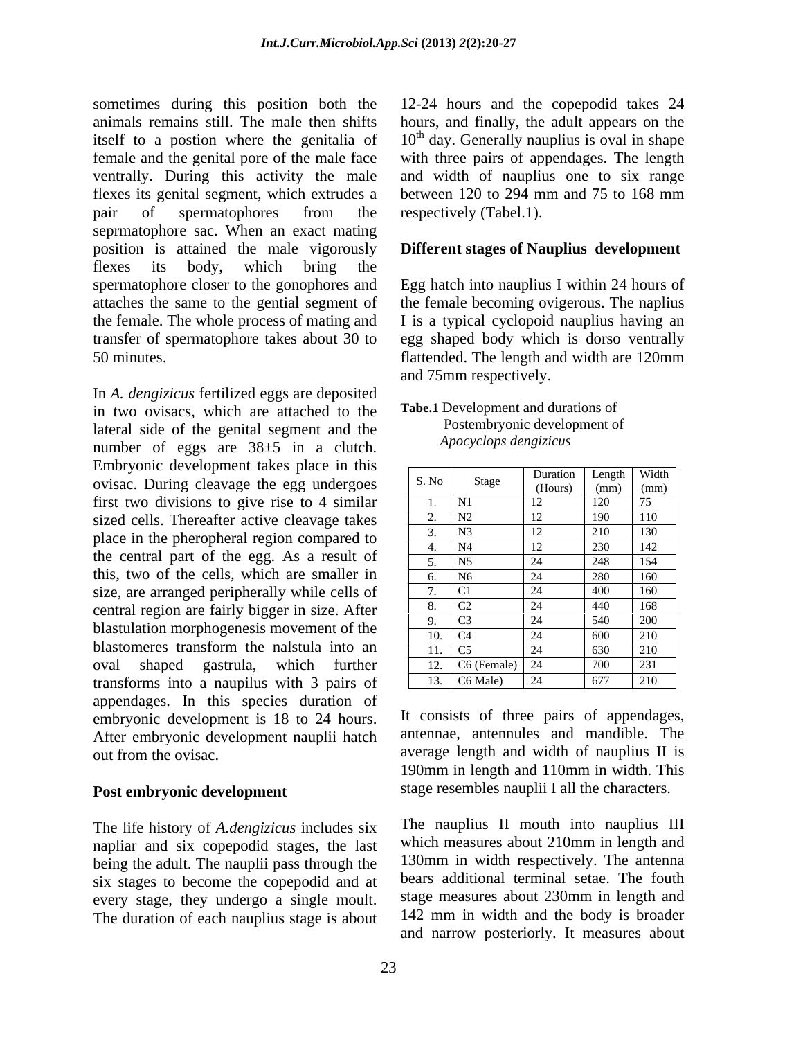sometimes during this position both the animals remains still. The male then shifts itself to a postion where the genitalia of female and the genital pore of the male face ventrally. During this activity the male flexes its genital segment, which extrudes a pair of spermatophores from the seprmatophore sac. When an exact mating position is attained the male vigorously flexes its body, which bring the spermatophore closer to the gonophores and attaches the same to the gential segment of the female. The whole process of mating and transfer of spermatophore takes about 30 to 50 minutes.

In *A. dengizicus* fertilized eggs are deposited in two ovisacs, which are attached to the lateral side of the genital segment and the number of eggs are 38±5 in a clutch. Embryonic development takes place in this ovisac. During cleavage the egg undergoes first two divisions to give rise to 4 similar sized cells. Thereafter active cleavage takes place in the pheropheral region compared to the central part of the egg. As a result of this, two of the cells, which are smaller in size, are arranged peripherally while cells of central region are fairly bigger in size. After blastulation morphogenesis movement of the blastomeres transform the nalstula into an oval shaped gastrula, which further transforms into a naupilus with 3 pairs of appendages. In this species duration of embryonic development is 18 to 24 hours. After embryonic development nauplii hatch out from the ovisac.

**Post embryonic development**

The life history of *A.dengizicus* includes six napliar and six copepodid stages, the last being the adult. The nauplii pass through the six stages to become the copepodid and at every stage, they undergo a single moult. The duration of each nauplius stage is about 12-24 hours and the copepodid takes 24 hours, and finally, the adult appears on the 10th day. Generally nauplius is oval in shape with three pairs of appendages. The length and width of nauplius one to six range between 120 to 294 mm and 75 to 168 mm respectively (Tabel.1).

**Different stages of Nauplius development**

Egg hatch into nauplius I within 24 hours of the female becoming ovigerous. The naplius I is a typical cyclopoid nauplius having an egg shaped body which is dorso ventrally flattended. The length and width are 120mm and 75mm respectively.

**Tabe.1** Development and durations of Postembryonic development of *Apocyclops dengizicus*

| S. No | Stage | Duration (Hours) | Length (mm) | Width (mm) |
|---|---|---|---|---|
| 1. | N1 | 12 | 120 | 75 |
| 2. | N2 | 12 | 190 | 110 |
| 3. | N3 | 12 | 210 | 130 |
| 4. | N4 | 12 | 230 | 142 |
| 5. | N5 | 24 | 248 | 154 |
| 6. | N6 | 24 | 280 | 160 |
| 7. | C1 | 24 | 400 | 160 |
| 8. | C2 | 24 | 440 | 168 |
| 9. | C3 | 24 | 540 | 200 |
| 10. | C4 | 24 | 600 | 210 |
| 11. | C5 | 24 | 630 | 210 |
| 12. | C6 (Female) | 24 | 700 | 231 |
| 13. | C6 Male) | 24 | 677 | 210 |

It consists of three pairs of appendages, antennae, antennules and mandible. The average length and width of nauplius II is 190mm in length and 110mm in width. This stage resembles nauplii I all the characters.

The nauplius II mouth into nauplius III which measures about 210mm in length and 130mm in width respectively. The antenna bears additional terminal setae. The fouth stage measures about 230mm in length and 142 mm in width and the body is broader and narrow posteriorly. It measures about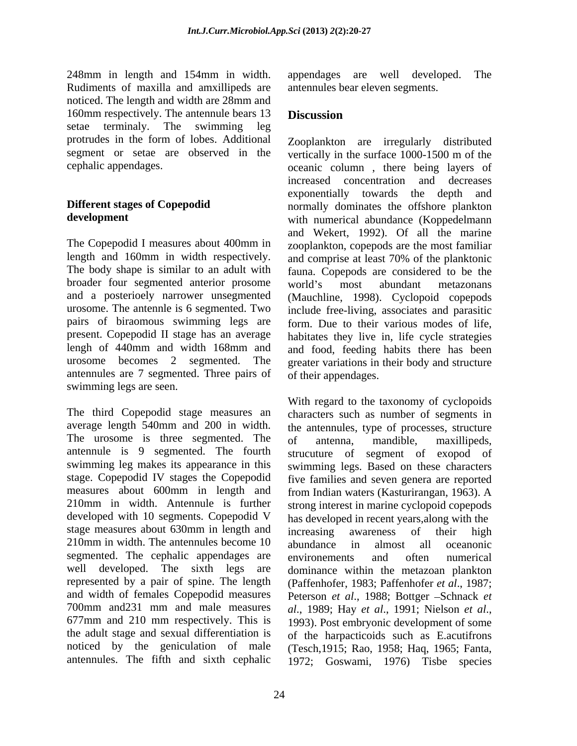248mm in length and 154mm in width. Rudiments of maxilla and amxillipeds are noticed. The length and width are 28mm and 160mm respectively. The antennule bears 13 setae terminaly. The swimming leg protrudes in the form of lobes. Additional segment or setae are observed in the cephalic appendages.

**Different stages of Copepodid development**

The Copepodid I measures about 400mm in length and 160mm in width respectively. The body shape is similar to an adult with broader four segmented anterior prosome and a posterioely narrower unsegmented urosome. The antennle is 6 segmented. Two pairs of biraomous swimming legs are present. Copepodid II stage has an average lengh of 440mm and width 168mm and urosome becomes 2 segmented. The antennules are 7 segmented. Three pairs of swimming legs are seen.

The third Copepodid stage measures an average length 540mm and 200 in width. The urosome is three segmented. The antennule is 9 segmented. The fourth swimming leg makes its appearance in this stage. Copepodid IV stages the Copepodid measures about 600mm in length and 210mm in width. Antennule is further developed with 10 segments. Copepodid V stage measures about 630mm in length and 210mm in width. The antennules become 10 segmented. The cephalic appendages are well developed. The sixth legs are represented by a pair of spine. The length and width of females Copepodid measures 700mm and231 mm and male measures 677mm and 210 mm respectively. This is the adult stage and sexual differentiation is noticed by the geniculation of male antennules. The fifth and sixth cephalic appendages are well developed. The antennules bear eleven segments.

## Discussion

Zooplankton are irregularly distributed vertically in the surface 1000-1500 m of the oceanic column , there being layers of increased concentration and decreases exponentially towards the depth and normally dominates the offshore plankton with numerical abundance (Koppedelmann and Wekert, 1992). Of all the marine zooplankton, copepods are the most familiar and comprise at least 70% of the planktonic fauna. Copepods are considered to be the world's most abundant metazonans (Mauchline, 1998). Cyclopoid copepods include free-living, associates and parasitic form. Due to their various modes of life, habitates they live in, life cycle strategies and food, feeding habits there has been greater variations in their body and structure of their appendages.

With regard to the taxonomy of cyclopoids characters such as number of segments in the antennules, type of processes, structure of antenna, mandible, maxillipeds, strucuture of segment of exopod of swimming legs. Based on these characters five families and seven genera are reported from Indian waters (Kasturirangan, 1963). A strong interest in marine cyclopoid copepods has developed in recent years,along with the increasing awareness of their high abundance in almost all oceanonic environements and often numerical dominance within the metazoan plankton (Paffenhofer, 1983; Paffenhofer *et al*., 1987; Peterson *et al*., 1988; Bottger –Schnack *et al*., 1989; Hay *et al*., 1991; Nielson *et al*., 1993). Post embryonic development of some of the harpacticoids such as E.acutifrons (Tesch,1915; Rao, 1958; Haq, 1965; Fanta, 1972; Goswami, 1976) Tisbe species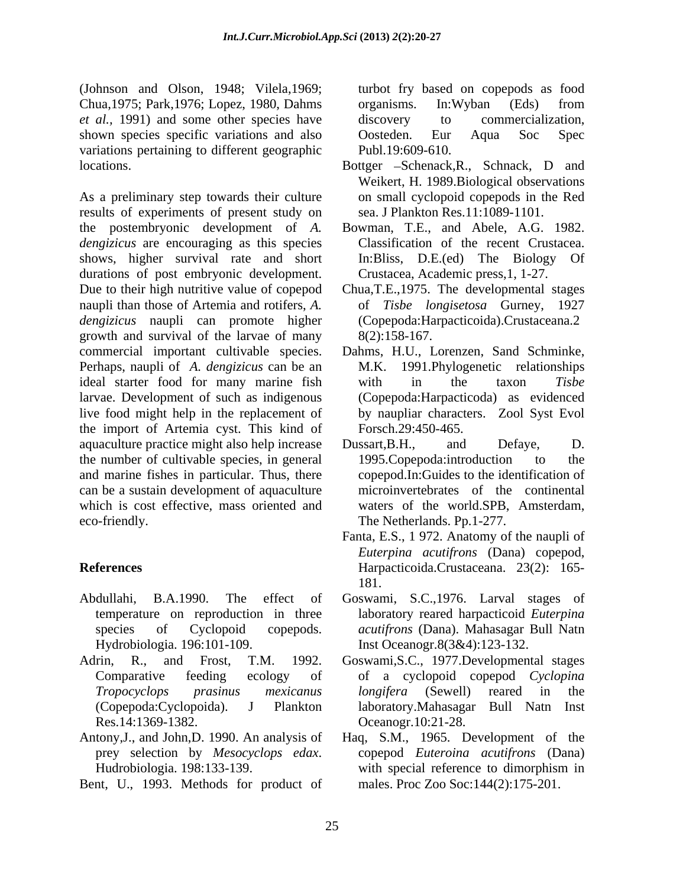(Johnson and Olson, 1948; Vilela,1969; Chua,1975; Park,1976; Lopez, 1980, Dahms *et al.*, 1991) and some other species have shown species specific variations and also variations pertaining to different geographic locations.

As a preliminary step towards their culture results of experiments of present study on the postembryonic development of *A. dengizicus* are encouraging as this species shows, higher survival rate and short durations of post embryonic development. Due to their high nutritive value of copepod naupli than those of Artemia and rotifers, *A. dengizicus* naupli can promote higher growth and survival of the larvae of many commercial important cultivable species. Perhaps, naupli of *A. dengizicus* can be an ideal starter food for many marine fish larvae. Development of such as indigenous live food might help in the replacement of the import of Artemia cyst. This kind of aquaculture practice might also help increase the number of cultivable species, in general and marine fishes in particular. Thus, there can be a sustain development of aquaculture which is cost effective, mass oriented and eco-friendly.

## References

Abdullahi, B.A.1990. The effect of temperature on reproduction in three species of Cyclopoid copepods. Hydrobiologia. 196:101-109.

Adrin, R., and Frost, T.M. 1992. Comparative feeding ecology of *Tropocyclops prasinus mexicanus* (Copepoda:Cyclopoida). J Plankton Res.14:1369-1382.

Antony,J., and John,D. 1990. An analysis of prey selection by *Mesocyclops edax*. Hudrobiologia. 198:133-139.

Bent, U., 1993. Methods for product of turbot fry based on copepods as food organisms. In:Wyban (Eds) from discovery to commercialization, Oosteden. Eur Aqua Soc Spec Publ.19:609-610.

Bottger –Schenack,R., Schnack, D and Weikert, H. 1989.Biological observations on small cyclopoid copepods in the Red sea. J Plankton Res.11:1089-1101.

Bowman, T.E., and Abele, A.G. 1982. Classification of the recent Crustacea. In:Bliss, D.E.(ed) The Biology Of Crustacea, Academic press,1, 1-27.

Chua,T.E.,1975. The developmental stages of *Tisbe longisetosa* Gurney, 1927 (Copepoda:Harpacticoida).Crustaceana.28(2):158-167.

Dahms, H.U., Lorenzen, Sand Schminke, M.K. 1991.Phylogenetic relationships with in the taxon *Tisbe* (Copepoda:Harpacticoda) as evidenced by naupliar characters. Zool Syst Evol Forsch.29:450-465.

Dussart,B.H., and Defaye, D. 1995.Copepoda:introduction to the copepod.In:Guides to the identification of microinvertebrates of the continental waters of the world.SPB, Amsterdam, The Netherlands. Pp.1-277.

Fanta, E.S., 1 972. Anatomy of the naupli of *Euterpina acutifrons* (Dana) copepod, Harpacticoida.Crustaceana. 23(2): 165-181.

Goswami, S.C.,1976. Larval stages of laboratory reared harpacticoid *Euterpina acutifrons* (Dana). Mahasagar Bull Natn Inst Oceanogr.8(3&4):123-132.

Goswami,S.C., 1977.Developmental stages of a cyclopoid copepod *Cyclopina longifera* (Sewell) reared in the laboratory.Mahasagar Bull Natn Inst Oceanogr.10:21-28.

Haq, S.M., 1965. Development of the copepod *Euteroina acutifrons* (Dana) with special reference to dimorphism in males. Proc Zoo Soc:144(2):175-201.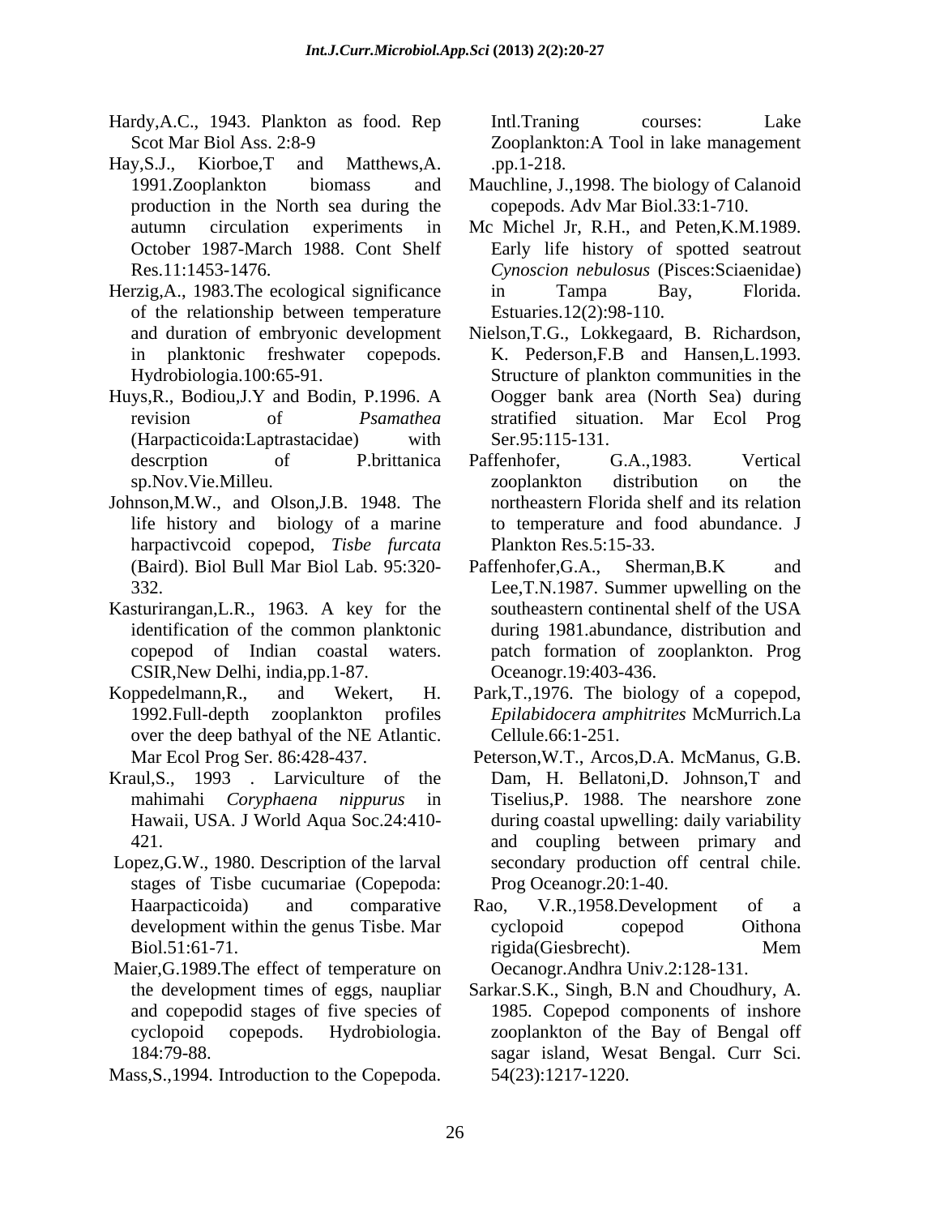Hardy,A.C., 1943. Plankton as food. Rep Scot Mar Biol Ass. 2:8-9

Hay,S.J., Kiorboe,T and Matthews,A. 1991.Zooplankton biomass and production in the North sea during the autumn circulation experiments in October 1987-March 1988. Cont Shelf Res.11:1453-1476.

Herzig,A., 1983.The ecological significance of the relationship between temperature and duration of embryonic development in planktonic freshwater copepods. Hydrobiologia.100:65-91.

Huys,R., Bodiou,J.Y and Bodin, P.1996. A revision of *Psamathea* (Harpacticoida:Laptrastacidae) with descrption of P.brittanica sp.Nov.Vie.Milleu.

Johnson,M.W., and Olson,J.B. 1948. The life history and biology of a marine harpactivcoid copepod, *Tisbe furcata* (Baird). Biol Bull Mar Biol Lab. 95:320-332.

Kasturirangan,L.R., 1963. A key for the identification of the common planktonic copepod of Indian coastal waters. CSIR,New Delhi, india,pp.1-87.

Koppedelmann,R., and Wekert, H. 1992.Full-depth zooplankton profiles over the deep bathyal of the NE Atlantic. Mar Ecol Prog Ser. 86:428-437.

Kraul,S., 1993 . Larviculture of the mahimahi *Coryphaena nippurus* in Hawaii, USA. J World Aqua Soc.24:410-421.

Lopez,G.W., 1980. Description of the larval stages of Tisbe cucumariae (Copepoda: Haarpacticoida) and comparative development within the genus Tisbe. Mar Biol.51:61-71.

Maier,G.1989.The effect of temperature on the development times of eggs, naupliar and copepodid stages of five species of cyclopoid copepods. Hydrobiologia. 184:79-88.

Mass,S.,1994. Introduction to the Copepoda. Intl.Traning courses: Lake Zooplankton:A Tool in lake management .pp.1-218.

Mauchline, J.,1998. The biology of Calanoid copepods. Adv Mar Biol.33:1-710.

Mc Michel Jr, R.H., and Peten,K.M.1989. Early life history of spotted seatrout *Cynoscion nebulosus* (Pisces:Sciaenidae) in Tampa Bay, Florida. Estuaries.12(2):98-110.

Nielson,T.G., Lokkegaard, B. Richardson, K. Pederson,F.B and Hansen,L.1993. Structure of plankton communities in the Oogger bank area (North Sea) during stratified situation. Mar Ecol Prog Ser.95:115-131.

Paffenhofer, G.A.,1983. Vertical zooplankton distribution on the northeastern Florida shelf and its relation to temperature and food abundance. J Plankton Res.5:15-33.

Paffenhofer,G.A., Sherman,B.K and Lee,T.N.1987. Summer upwelling on the southeastern continental shelf of the USA during 1981.abundance, distribution and patch formation of zooplankton. Prog Oceanogr.19:403-436.

Park,T.,1976. The biology of a copepod, *Epilabidocera amphitrites* McMurrich.La Cellule.66:1-251.

Peterson,W.T., Arcos,D.A. McManus, G.B. Dam, H. Bellatoni,D. Johnson,T and Tiselius,P. 1988. The nearshore zone during coastal upwelling: daily variability and coupling between primary and secondary production off central chile. Prog Oceanogr.20:1-40.

Rao, V.R.,1958.Development of a cyclopoid copepod Oithona rigida(Giesbrecht). Mem Oecanogr.Andhra Univ.2:128-131.

Sarkar.S.K., Singh, B.N and Choudhury, A. 1985. Copepod components of inshore zooplankton of the Bay of Bengal off sagar island, Wesat Bengal. Curr Sci. 54(23):1217-1220.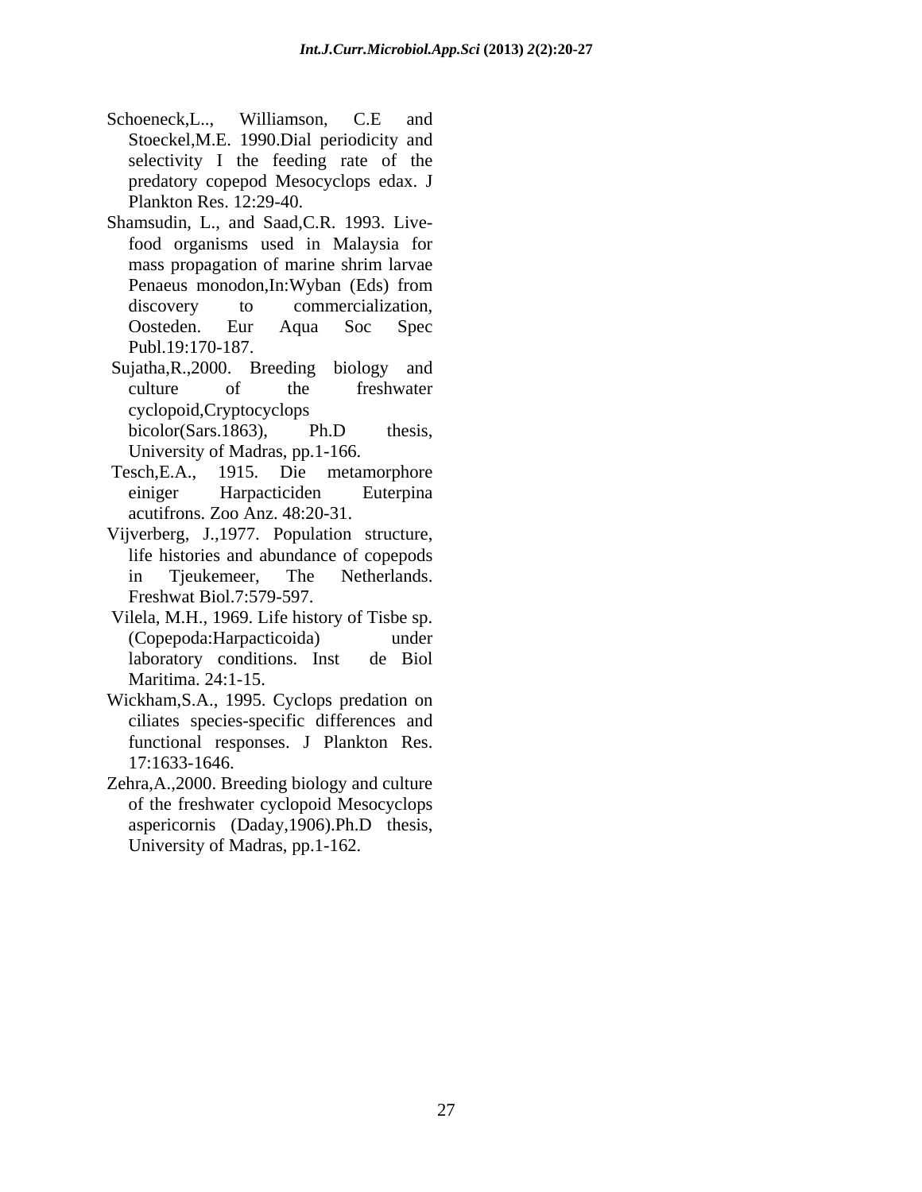Schoeneck,L.., Williamson, C.E and Stoeckel,M.E. 1990.Dial periodicity and selectivity I the feeding rate of the predatory copepod Mesocyclops edax. J Plankton Res. 12:29-40.

Shamsudin, L., and Saad,C.R. 1993. Live-food organisms used in Malaysia for mass propagation of marine shrim larvae Penaeus monodon,In:Wyban (Eds) from discovery to commercialization, Oosteden. Eur Aqua Soc Spec Publ.19:170-187.

Sujatha,R.,2000. Breeding biology and culture of the freshwater cyclopoid,Cryptocyclops bicolor(Sars.1863), Ph.D thesis, University of Madras, pp.1-166.

Tesch,E.A., 1915. Die metamorphore einiger Harpacticiden Euterpina acutifrons. Zoo Anz. 48:20-31.

Vijverberg, J.,1977. Population structure, life histories and abundance of copepods in Tjeukemeer, The Netherlands. Freshwat Biol.7:579-597.

Vilela, M.H., 1969. Life history of Tisbe sp. (Copepoda:Harpacticoida) under laboratory conditions. Inst de Biol Maritima. 24:1-15.

Wickham,S.A., 1995. Cyclops predation on ciliates species-specific differences and functional responses. J Plankton Res. 17:1633-1646.

Zehra,A.,2000. Breeding biology and culture of the freshwater cyclopoid Mesocyclops aspericornis (Daday,1906).Ph.D thesis, University of Madras, pp.1-162.